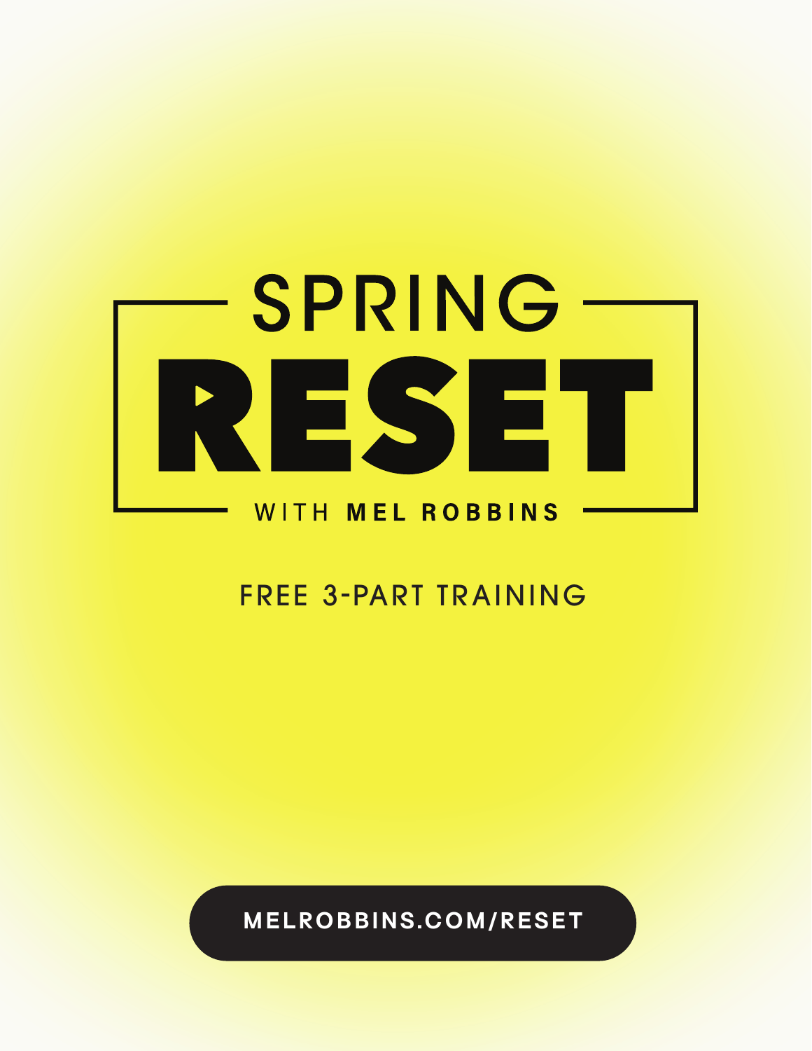# SPRING RESET

WITH **MEL ROBBINS**

FREE 3-PART TRAINING

**MELROBBINS.COM/RESET**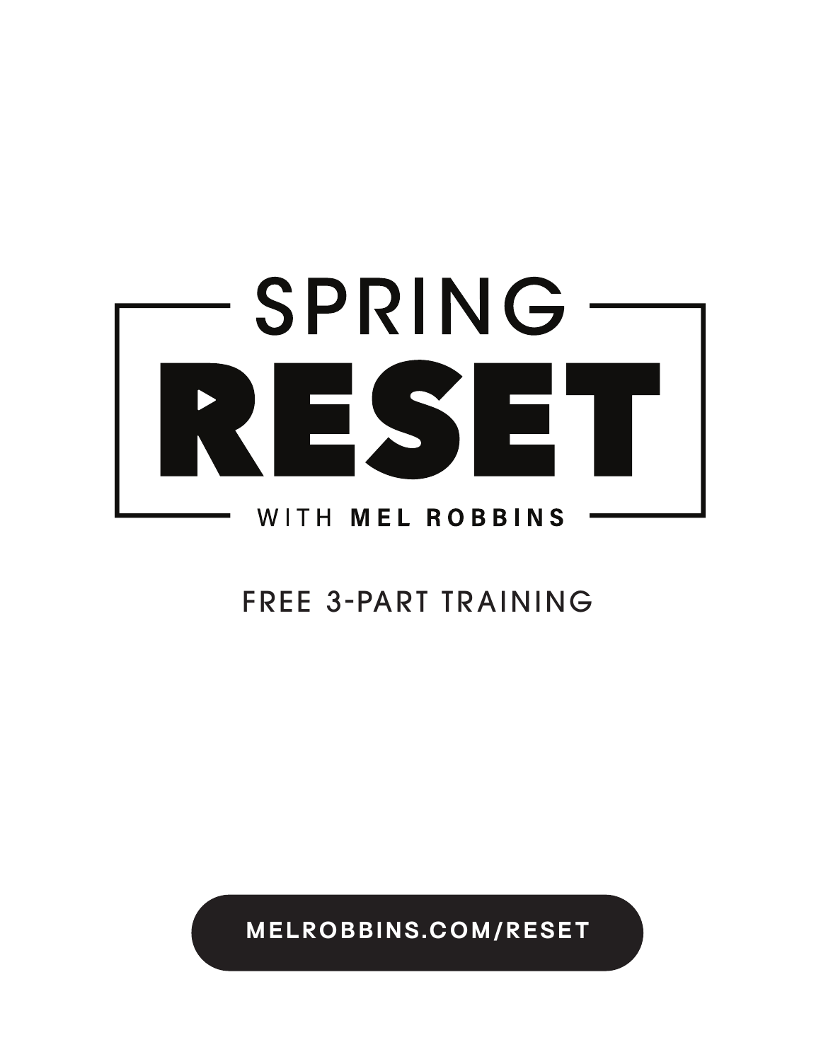# SPRING RESET

WITH **MEL ROBBINS**

FREE 3-PART TRAINING

**MELROBBINS.COM/RESET**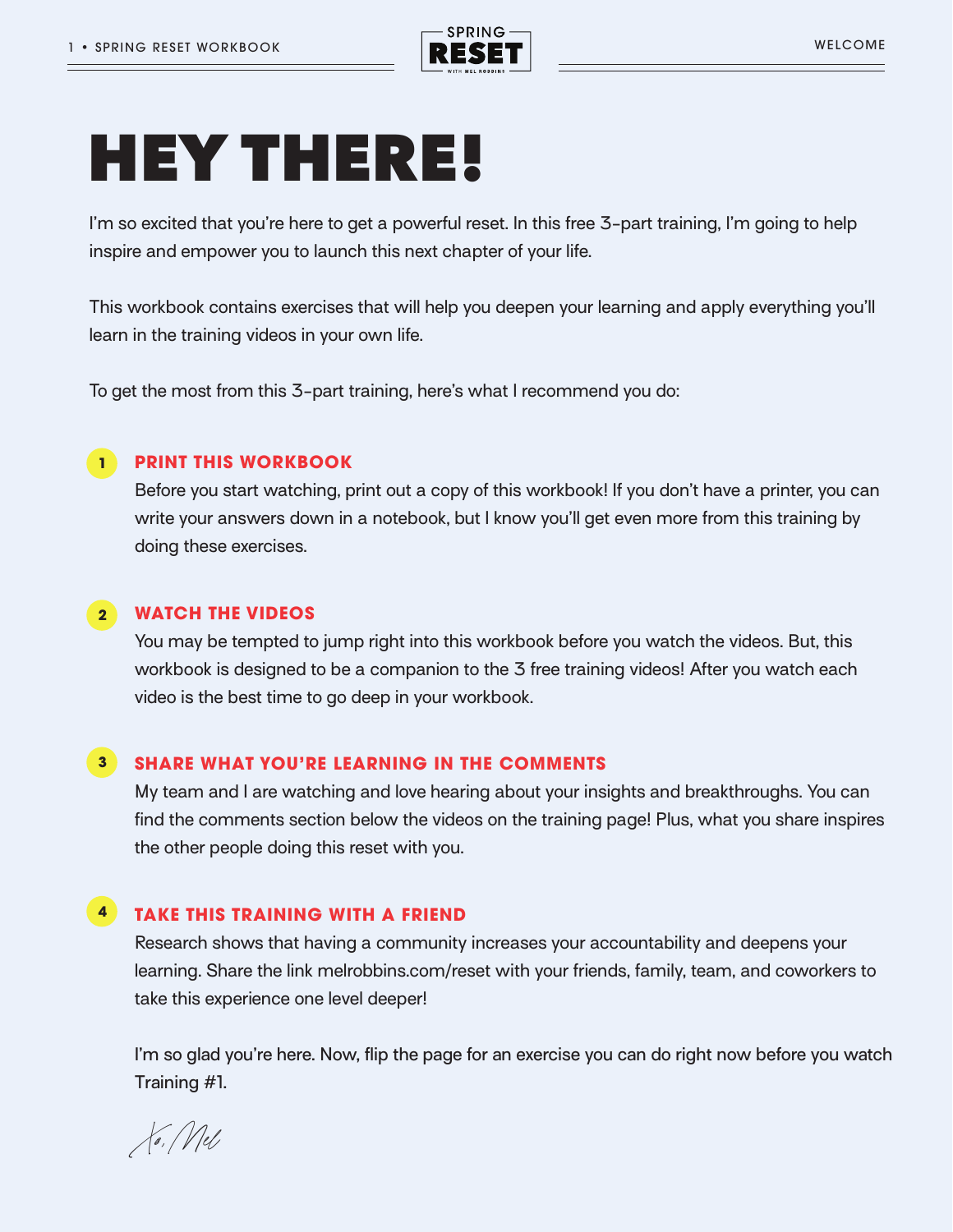# HEY THERE!

I'm so excited that you're here to get a powerful reset. In this free 3-part training, I'm going to help inspire and empower you to launch this next chapter of your life.

This workbook contains exercises that will help you deepen your learning and apply everything you'll learn in the training videos in your own life.

To get the most from this 3-part training, here's what I recommend you do:

1. **PRINT THIS WORKBOOK**
   Before you start watching, print out a copy of this workbook! If you don't have a printer, you can write your answers down in a notebook, but I know you'll get even more from this training by doing these exercises.

2. **WATCH THE VIDEOS**
   You may be tempted to jump right into this workbook before you watch the videos. But, this workbook is designed to be a companion to the 3 free training videos! After you watch each video is the best time to go deep in your workbook.

3. **SHARE WHAT YOU'RE LEARNING IN THE COMMENTS**
   My team and I are watching and love hearing about your insights and breakthroughs. You can find the comments section below the videos on the training page! Plus, what you share inspires the other people doing this reset with you.

4. **TAKE THIS TRAINING WITH A FRIEND**
   Research shows that having a community increases your accountability and deepens your learning. Share the link melrobbins.com/reset with your friends, family, team, and coworkers to take this experience one level deeper!

I'm so glad you're here. Now, flip the page for an exercise you can do right now before you watch Training #1.

Xo, Mel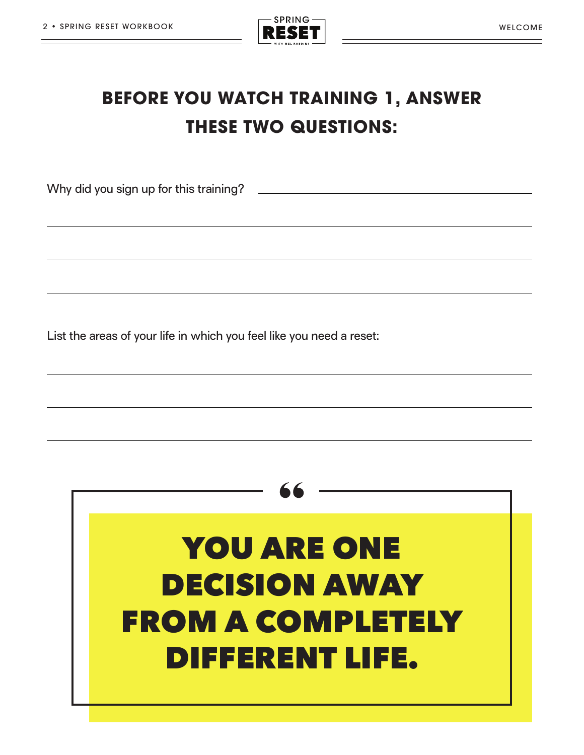## BEFORE YOU WATCH TRAINING 1, ANSWER THESE TWO QUESTIONS:

Why did you sign up for this training? ______________________________

______________________________________________________________

______________________________________________________________

______________________________________________________________

List the areas of your life in which you feel like you need a reset:

______________________________________________________________

______________________________________________________________

______________________________________________________________

> **YOU ARE ONE DECISION AWAY FROM A COMPLETELY DIFFERENT LIFE.**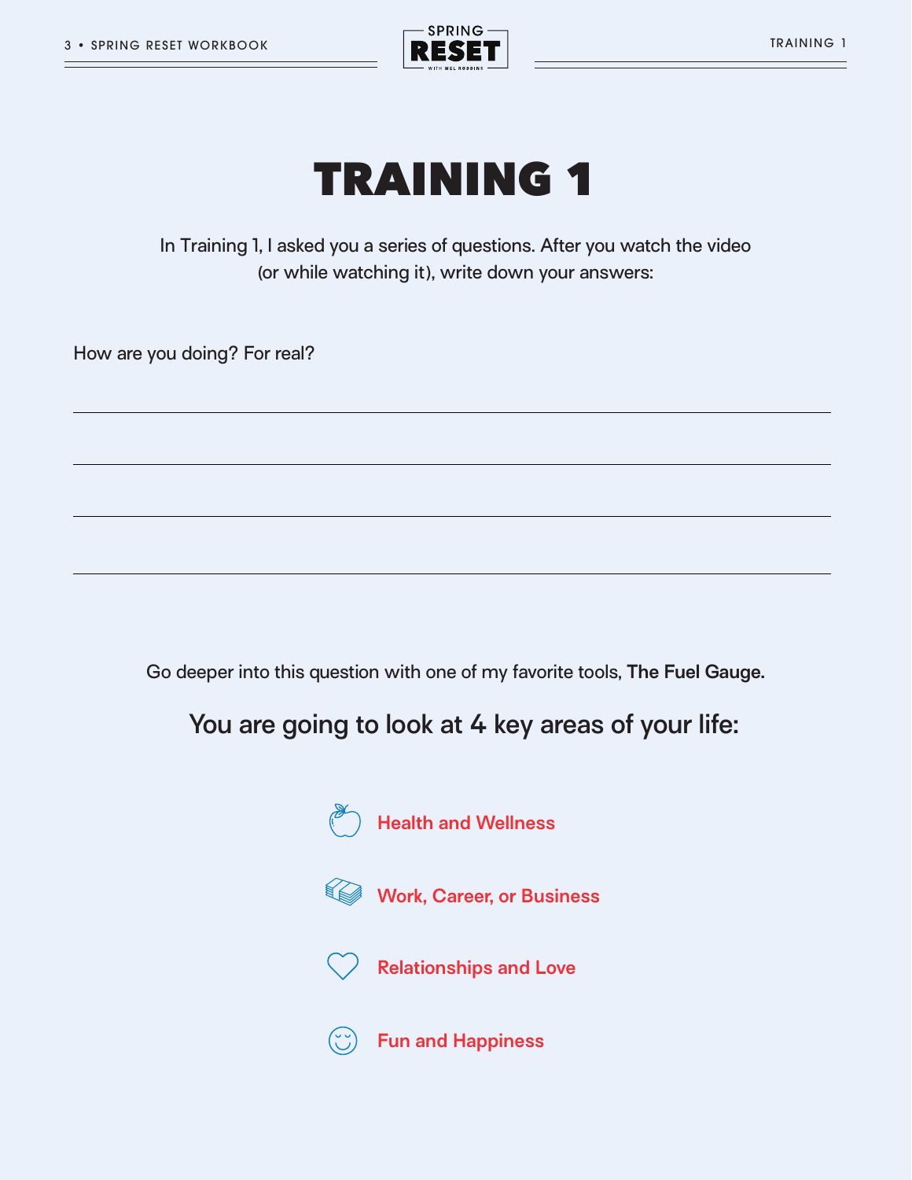# TRAINING 1

In Training 1, I asked you a series of questions. After you watch the video (or while watching it), write down your answers:

How are you doing? For real?

Go deeper into this question with one of my favorite tools, **The Fuel Gauge.**

## You are going to look at 4 key areas of your life:

- Health and Wellness
- Work, Career, or Business
- Relationships and Love
- Fun and Happiness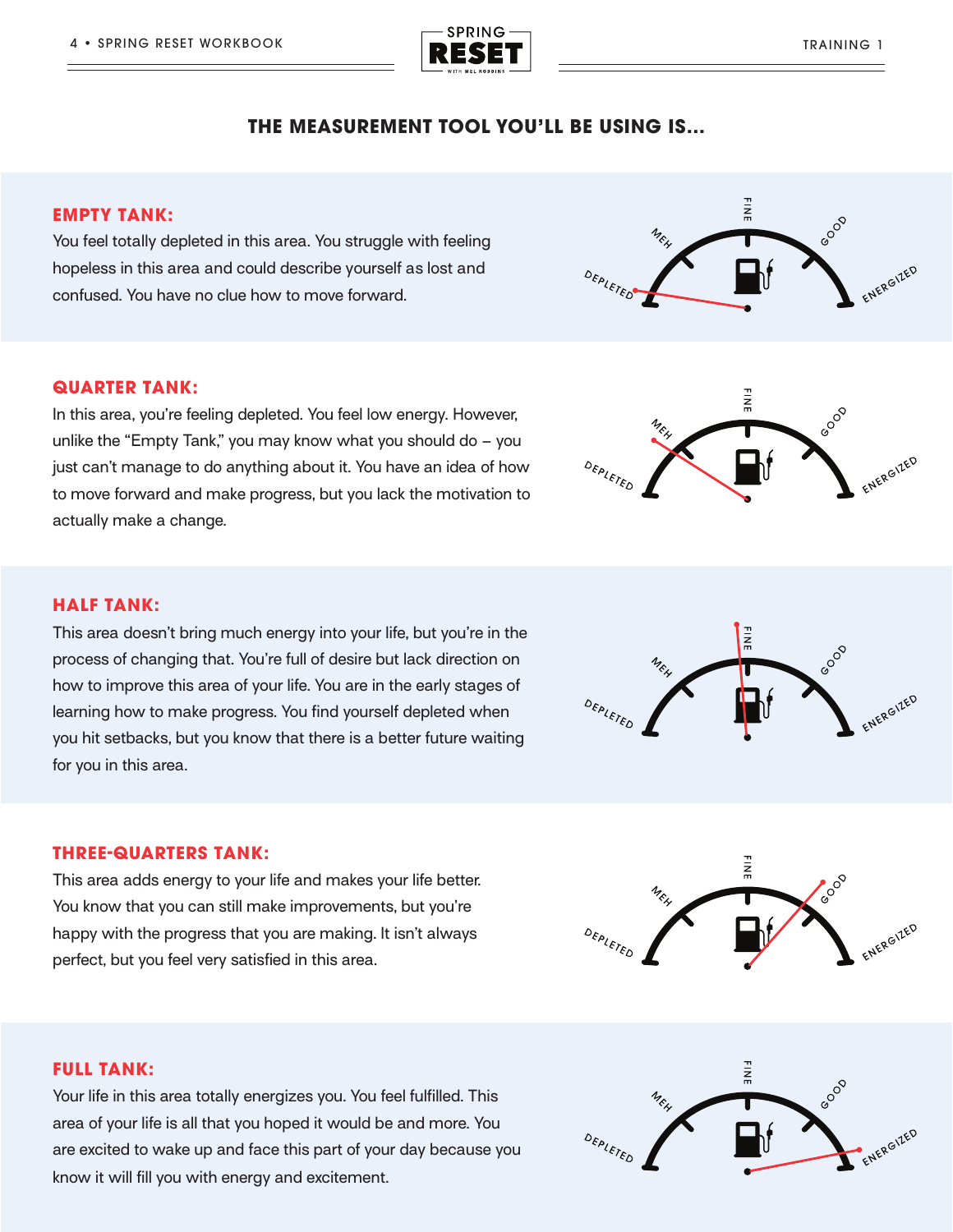## THE MEASUREMENT TOOL YOU'LL BE USING IS...

**EMPTY TANK:**
You feel totally depleted in this area. You struggle with feeling hopeless in this area and could describe yourself as lost and confused. You have no clue how to move forward.

**QUARTER TANK:**
In this area, you're feeling depleted. You feel low energy. However, unlike the "Empty Tank," you may know what you should do – you just can't manage to do anything about it. You have an idea of how to move forward and make progress, but you lack the motivation to actually make a change.

**HALF TANK:**
This area doesn't bring much energy into your life, but you're in the process of changing that. You're full of desire but lack direction on how to improve this area of your life. You are in the early stages of learning how to make progress. You find yourself depleted when you hit setbacks, but you know that there is a better future waiting for you in this area.

**THREE-QUARTERS TANK:**
This area adds energy to your life and makes your life better. You know that you can still make improvements, but you're happy with the progress that you are making. It isn't always perfect, but you feel very satisfied in this area.

**FULL TANK:**
Your life in this area totally energizes you. You feel fulfilled. This area of your life is all that you hoped it would be and more. You are excited to wake up and face this part of your day because you know it will fill you with energy and excitement.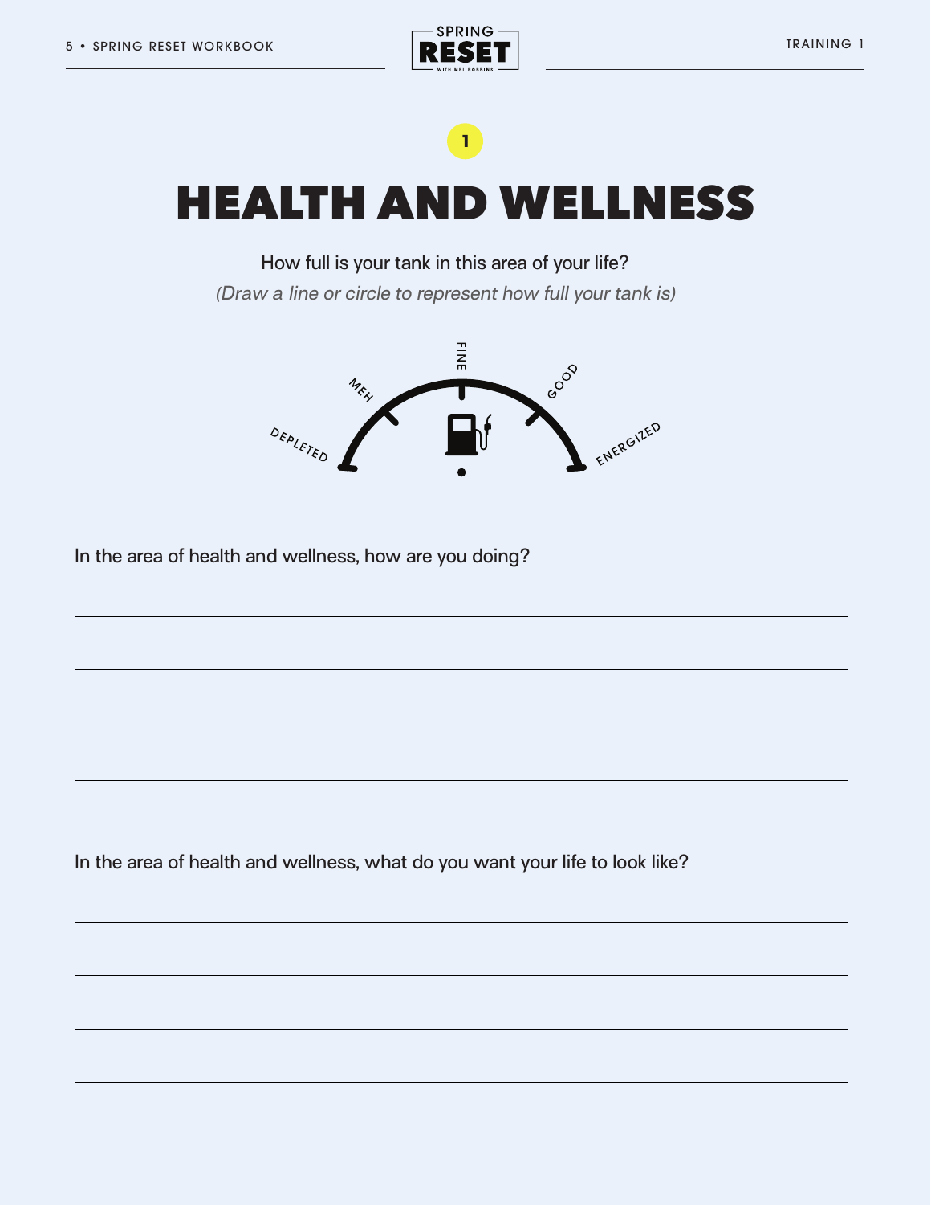1

# HEALTH AND WELLNESS

How full is your tank in this area of your life?

*(Draw a line or circle to represent how full your tank is)*

DEPLETED — MEH — FINE — GOOD — ENERGIZED

In the area of health and wellness, how are you doing?

In the area of health and wellness, what do you want your life to look like?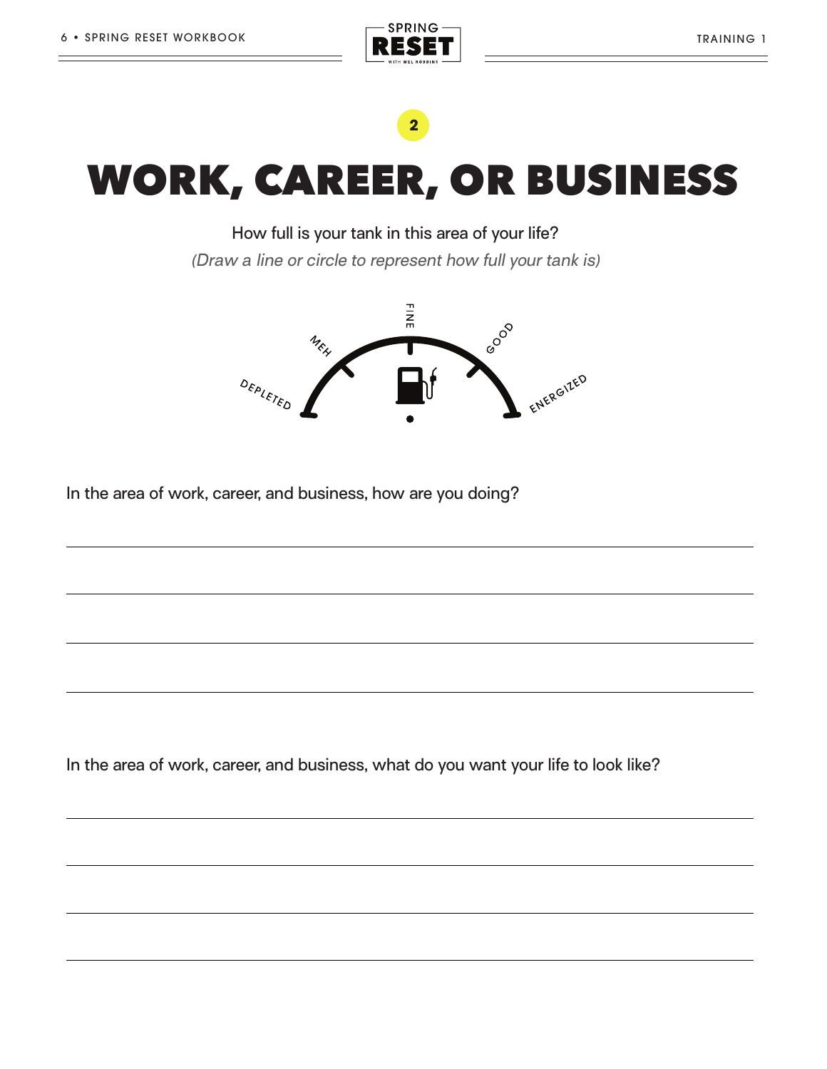2

# WORK, CAREER, OR BUSINESS

How full is your tank in this area of your life?

*(Draw a line or circle to represent how full your tank is)*

DEPLETED — MEH — FINE — GOOD — ENERGIZED

In the area of work, career, and business, how are you doing?

In the area of work, career, and business, what do you want your life to look like?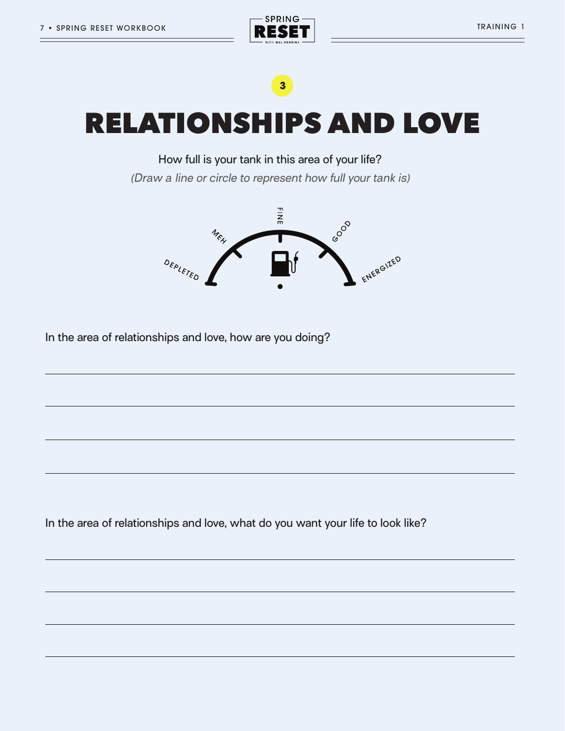3

# RELATIONSHIPS AND LOVE

How full is your tank in this area of your life?

*(Draw a line or circle to represent how full your tank is)*

DEPLETED — MEH — FINE — GOOD — ENERGIZED

In the area of relationships and love, how are you doing?

In the area of relationships and love, what do you want your life to look like?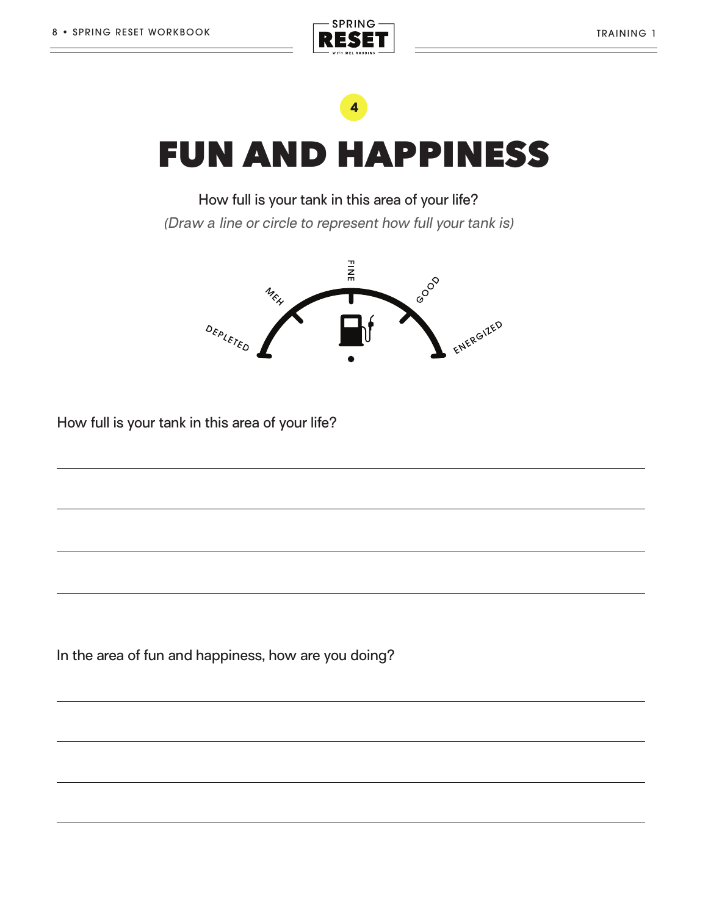4

# FUN AND HAPPINESS

How full is your tank in this area of your life?

*(Draw a line or circle to represent how full your tank is)*

DEPLETED · MEH · FINE · GOOD · ENERGIZED

How full is your tank in this area of your life?

_______________________________________________

_______________________________________________

_______________________________________________

_______________________________________________

In the area of fun and happiness, how are you doing?

_______________________________________________

_______________________________________________

_______________________________________________

_______________________________________________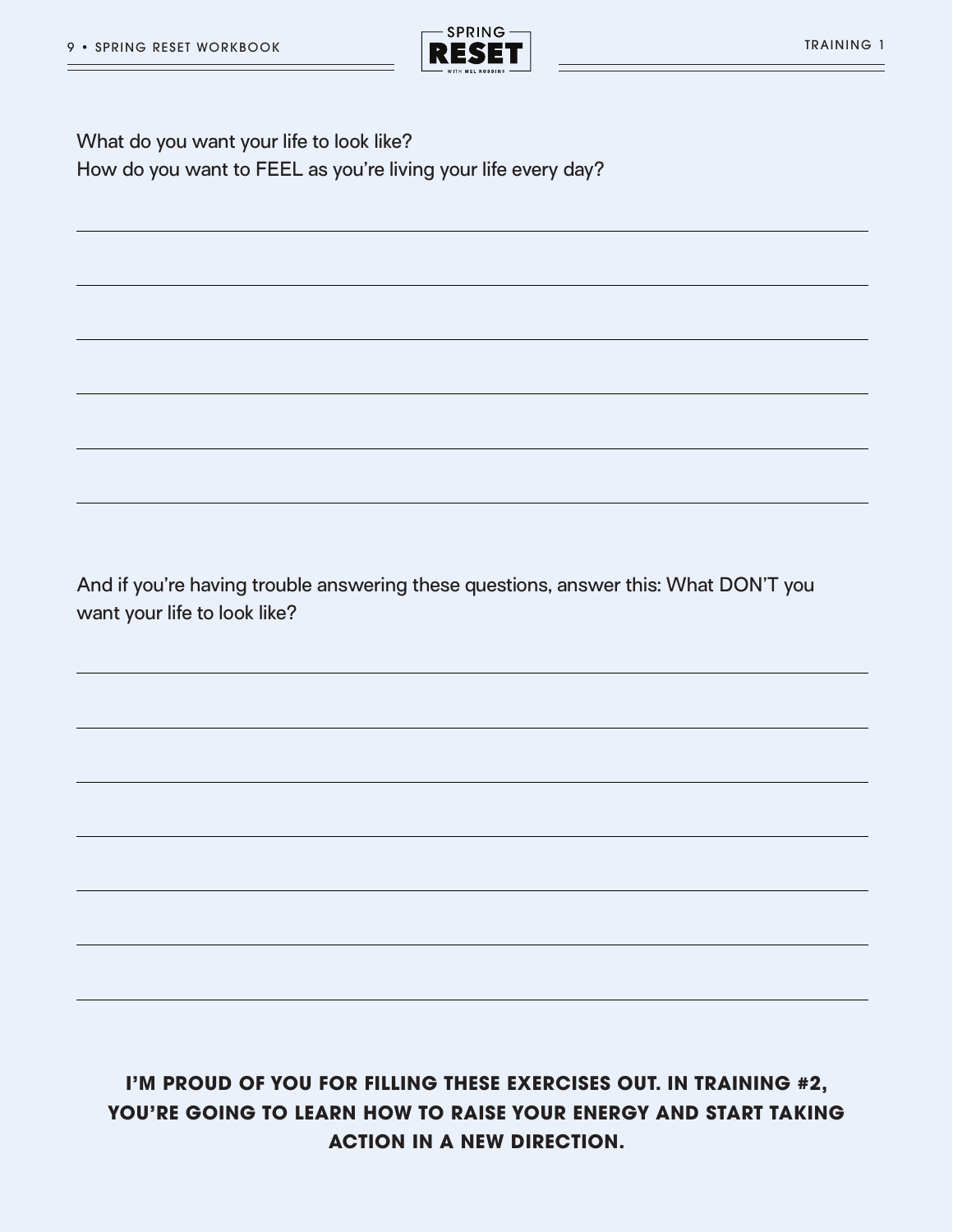What do you want your life to look like?
How do you want to FEEL as you're living your life every day?

And if you're having trouble answering these questions, answer this: What DON'T you want your life to look like?

**I'M PROUD OF YOU FOR FILLING THESE EXERCISES OUT. IN TRAINING #2, YOU'RE GOING TO LEARN HOW TO RAISE YOUR ENERGY AND START TAKING ACTION IN A NEW DIRECTION.**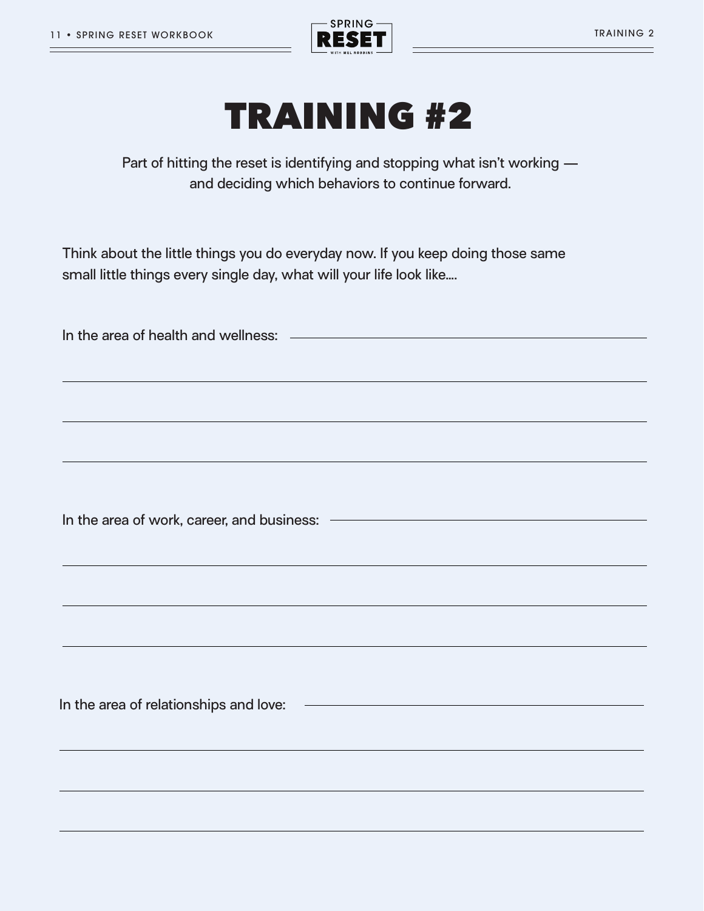# TRAINING #2

Part of hitting the reset is identifying and stopping what isn't working — and deciding which behaviors to continue forward.

Think about the little things you do everyday now. If you keep doing those same small little things every single day, what will your life look like....

In the area of health and wellness:

In the area of work, career, and business:

In the area of relationships and love: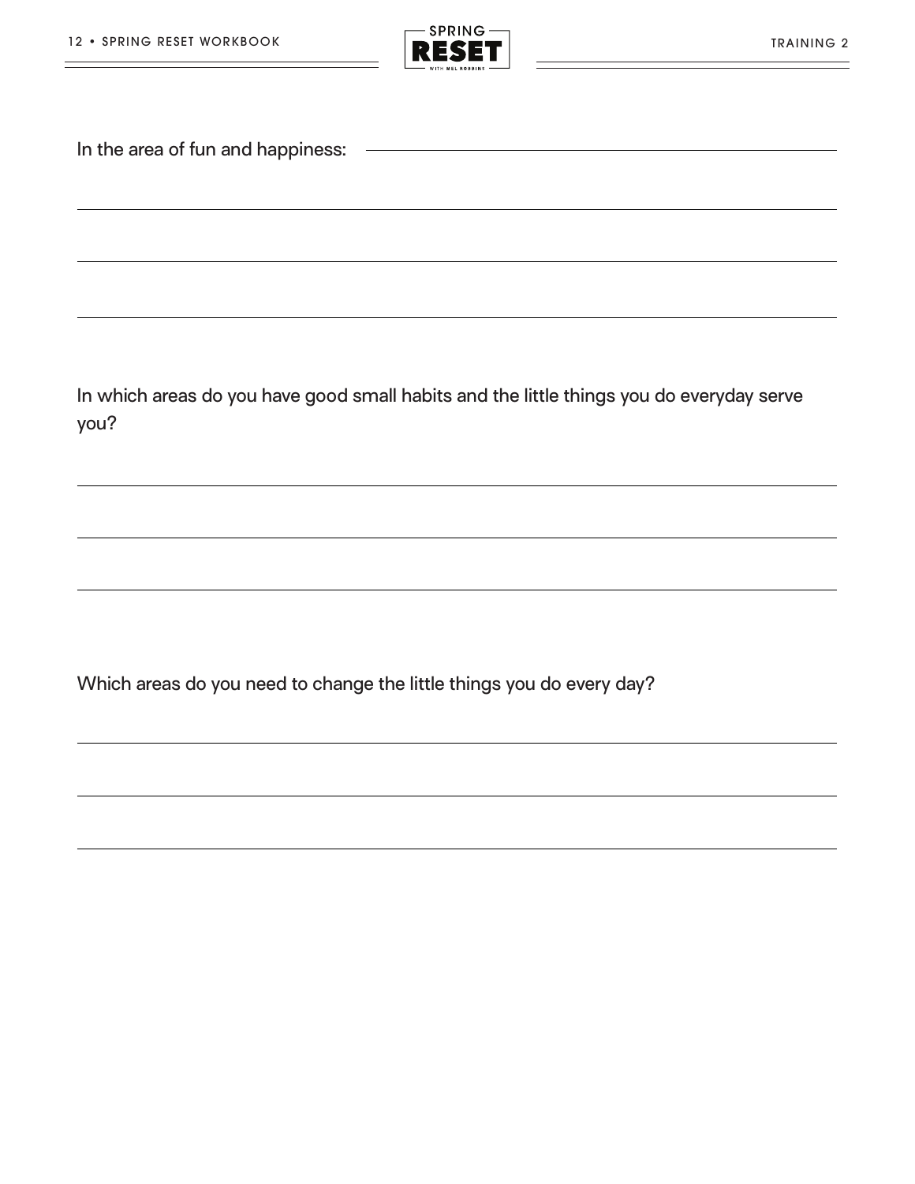In the area of fun and happiness:

In which areas do you have good small habits and the little things you do everyday serve you?

Which areas do you need to change the little things you do every day?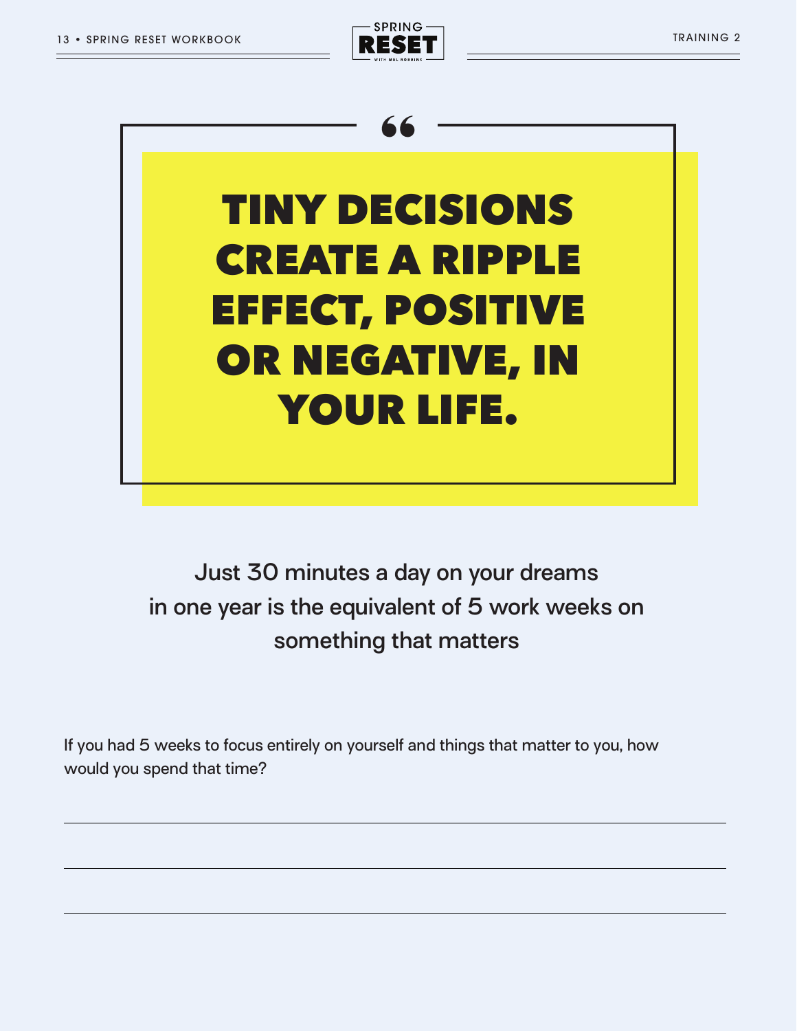> # TINY DECISIONS CREATE A RIPPLE EFFECT, POSITIVE OR NEGATIVE, IN YOUR LIFE.

Just 30 minutes a day on your dreams in one year is the equivalent of 5 work weeks on something that matters

If you had 5 weeks to focus entirely on yourself and things that matter to you, how would you spend that time?

______________________________________________________________________

______________________________________________________________________

______________________________________________________________________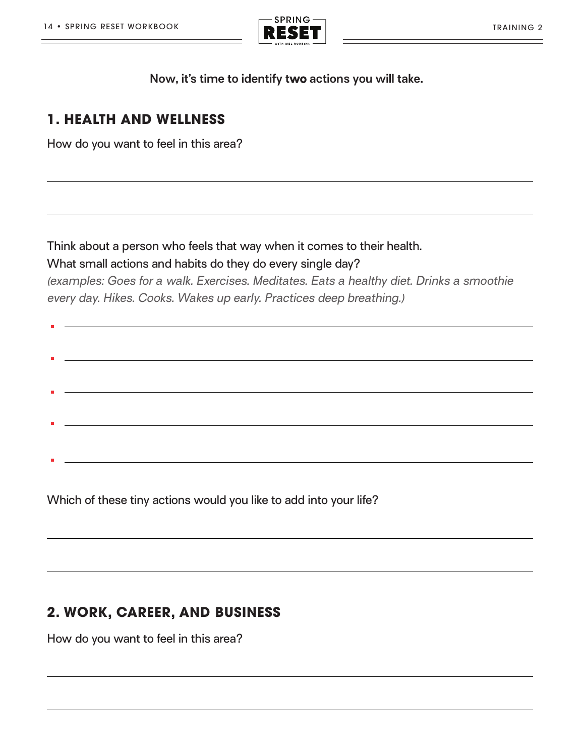**Now, it's time to identify two actions you will take.**

## 1. HEALTH AND WELLNESS

How do you want to feel in this area?

Think about a person who feels that way when it comes to their health.
What small actions and habits do they do every single day?
*(examples: Goes for a walk. Exercises. Meditates. Eats a healthy diet. Drinks a smoothie every day. Hikes. Cooks. Wakes up early. Practices deep breathing.)*

- 
- 
- 
- 
- 

Which of these tiny actions would you like to add into your life?

## 2. WORK, CAREER, AND BUSINESS

How do you want to feel in this area?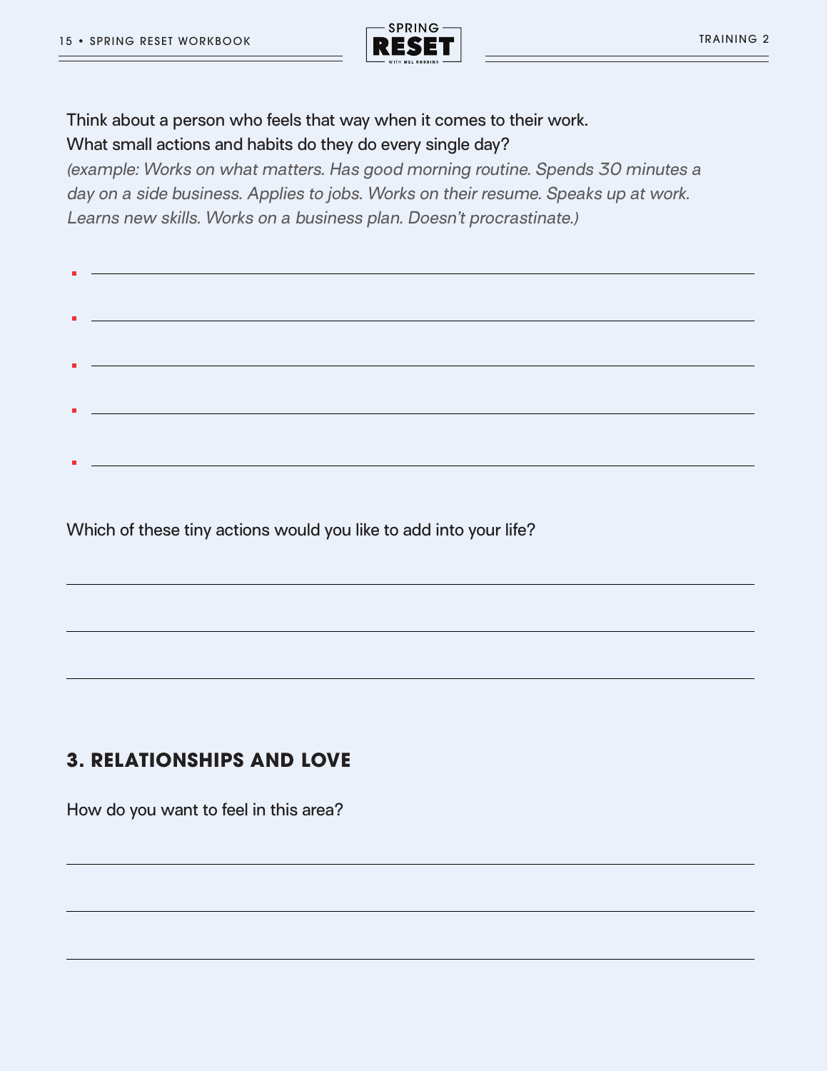Think about a person who feels that way when it comes to their work.
What small actions and habits do they do every single day?
*(example: Works on what matters. Has good morning routine. Spends 30 minutes a day on a side business. Applies to jobs. Works on their resume. Speaks up at work. Learns new skills. Works on a business plan. Doesn't procrastinate.)*

- ______________________________
- ______________________________
- ______________________________
- ______________________________
- ______________________________

Which of these tiny actions would you like to add into your life?

______________________________

______________________________

______________________________

## 3. RELATIONSHIPS AND LOVE

How do you want to feel in this area?

______________________________

______________________________

______________________________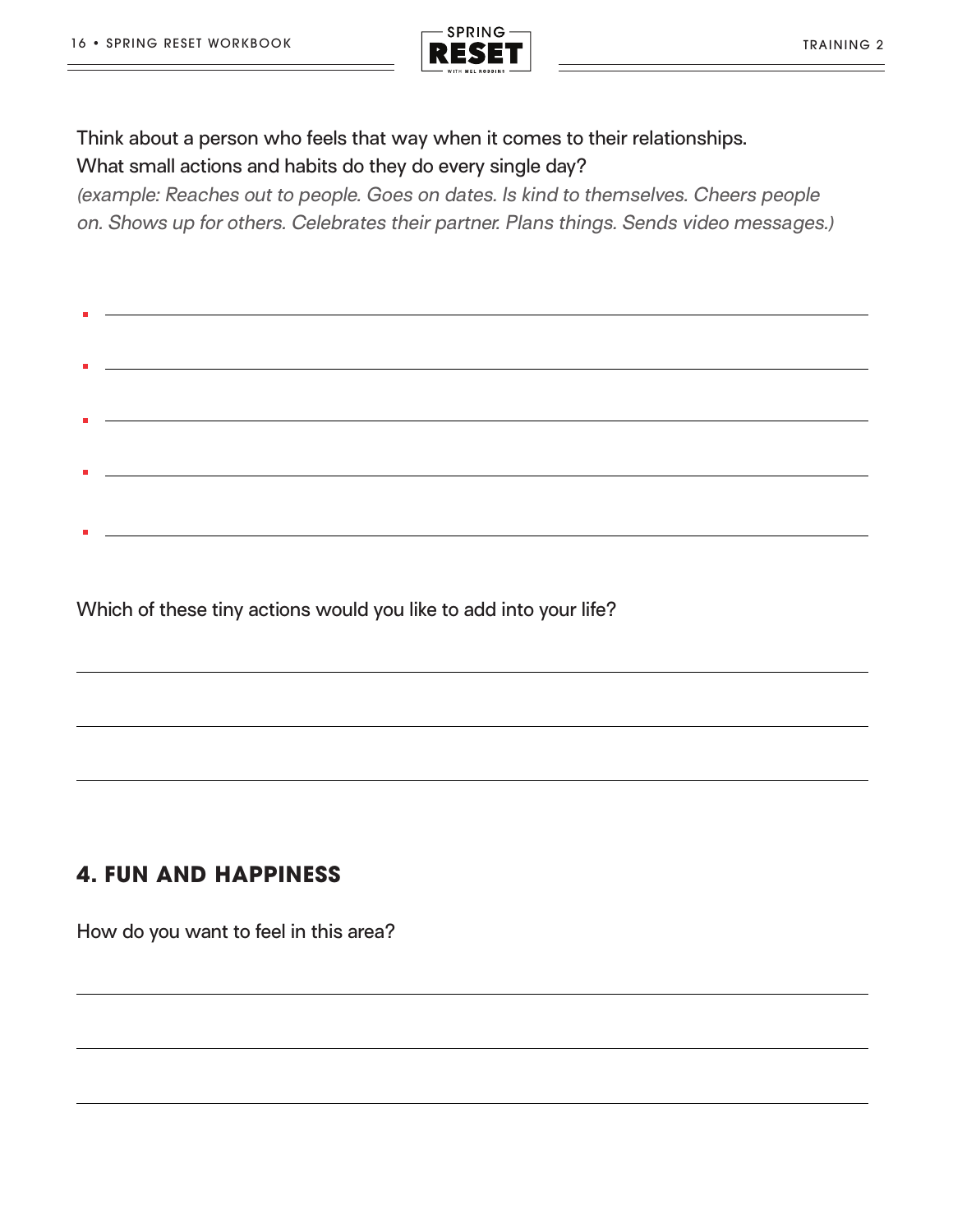Think about a person who feels that way when it comes to their relationships.
What small actions and habits do they do every single day?
*(example: Reaches out to people. Goes on dates. Is kind to themselves. Cheers people on. Shows up for others. Celebrates their partner. Plans things. Sends video messages.)*

- \_\_\_\_\_\_\_\_\_\_\_\_\_\_\_\_\_\_\_\_\_\_\_\_\_\_\_\_\_\_\_\_\_\_\_\_\_\_\_\_
- \_\_\_\_\_\_\_\_\_\_\_\_\_\_\_\_\_\_\_\_\_\_\_\_\_\_\_\_\_\_\_\_\_\_\_\_\_\_\_\_
- \_\_\_\_\_\_\_\_\_\_\_\_\_\_\_\_\_\_\_\_\_\_\_\_\_\_\_\_\_\_\_\_\_\_\_\_\_\_\_\_
- \_\_\_\_\_\_\_\_\_\_\_\_\_\_\_\_\_\_\_\_\_\_\_\_\_\_\_\_\_\_\_\_\_\_\_\_\_\_\_\_
- \_\_\_\_\_\_\_\_\_\_\_\_\_\_\_\_\_\_\_\_\_\_\_\_\_\_\_\_\_\_\_\_\_\_\_\_\_\_\_\_

Which of these tiny actions would you like to add into your life?

\_\_\_\_\_\_\_\_\_\_\_\_\_\_\_\_\_\_\_\_\_\_\_\_\_\_\_\_\_\_\_\_\_\_\_\_\_\_\_\_

\_\_\_\_\_\_\_\_\_\_\_\_\_\_\_\_\_\_\_\_\_\_\_\_\_\_\_\_\_\_\_\_\_\_\_\_\_\_\_\_

\_\_\_\_\_\_\_\_\_\_\_\_\_\_\_\_\_\_\_\_\_\_\_\_\_\_\_\_\_\_\_\_\_\_\_\_\_\_\_\_

## 4. FUN AND HAPPINESS

How do you want to feel in this area?

\_\_\_\_\_\_\_\_\_\_\_\_\_\_\_\_\_\_\_\_\_\_\_\_\_\_\_\_\_\_\_\_\_\_\_\_\_\_\_\_

\_\_\_\_\_\_\_\_\_\_\_\_\_\_\_\_\_\_\_\_\_\_\_\_\_\_\_\_\_\_\_\_\_\_\_\_\_\_\_\_

\_\_\_\_\_\_\_\_\_\_\_\_\_\_\_\_\_\_\_\_\_\_\_\_\_\_\_\_\_\_\_\_\_\_\_\_\_\_\_\_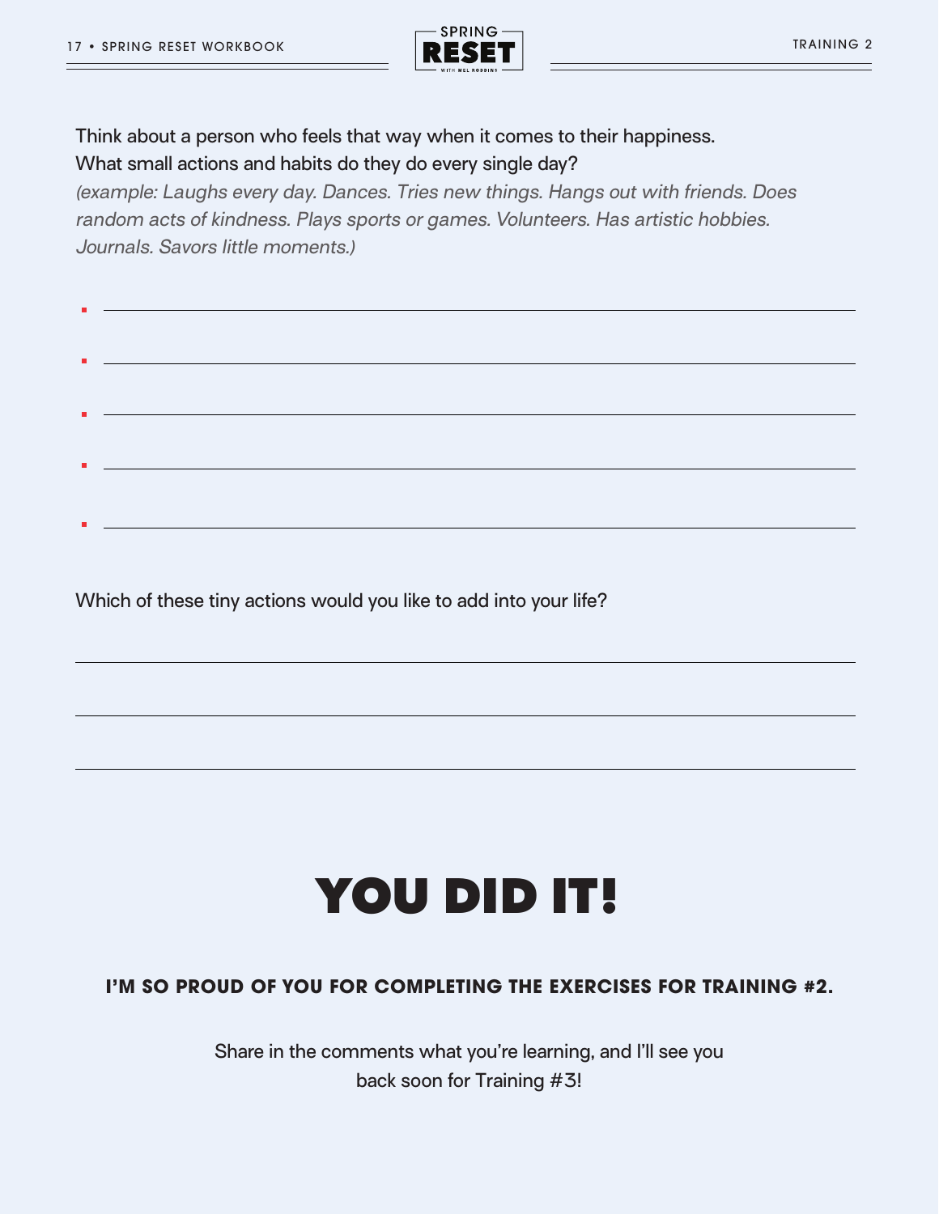Think about a person who feels that way when it comes to their happiness.
What small actions and habits do they do every single day?
*(example: Laughs every day. Dances. Tries new things. Hangs out with friends. Does random acts of kindness. Plays sports or games. Volunteers. Has artistic hobbies. Journals. Savors little moments.)*

- ______________________________
- ______________________________
- ______________________________
- ______________________________
- ______________________________

Which of these tiny actions would you like to add into your life?

______________________________

______________________________

______________________________

# YOU DID IT!

**I'M SO PROUD OF YOU FOR COMPLETING THE EXERCISES FOR TRAINING #2.**

Share in the comments what you're learning, and I'll see you back soon for Training #3!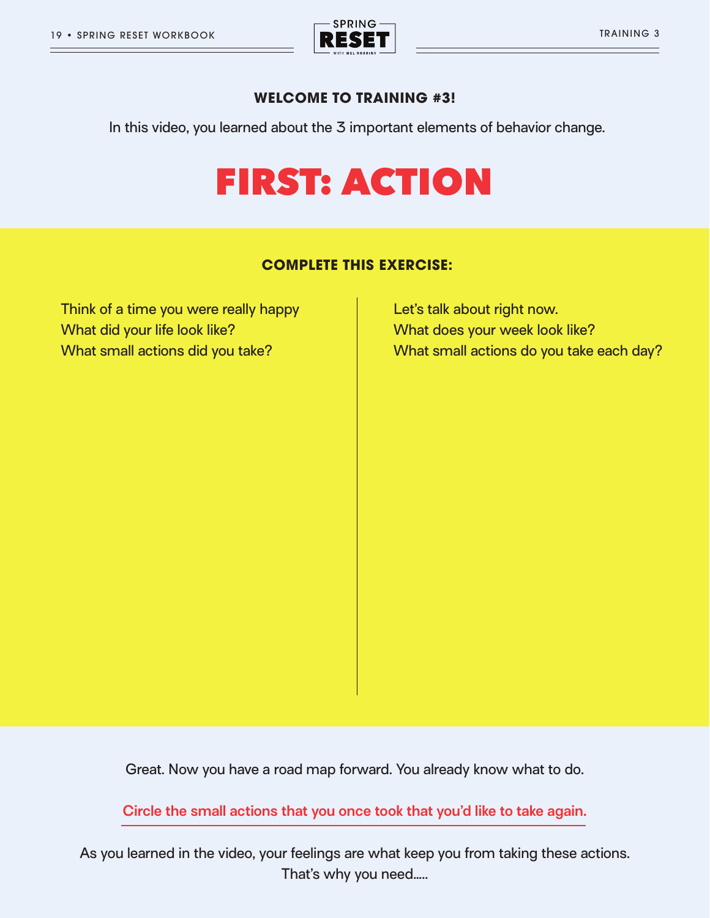**WELCOME TO TRAINING #3!**

In this video, you learned about the 3 important elements of behavior change.

# FIRST: ACTION

**COMPLETE THIS EXERCISE:**

Think of a time you were really happy
What did your life look like?
What small actions did you take?

Let's talk about right now.
What does your week look like?
What small actions do you take each day?

Great. Now you have a road map forward. You already know what to do.

Circle the small actions that you once took that you'd like to take again.

As you learned in the video, your feelings are what keep you from taking these actions. That's why you need.....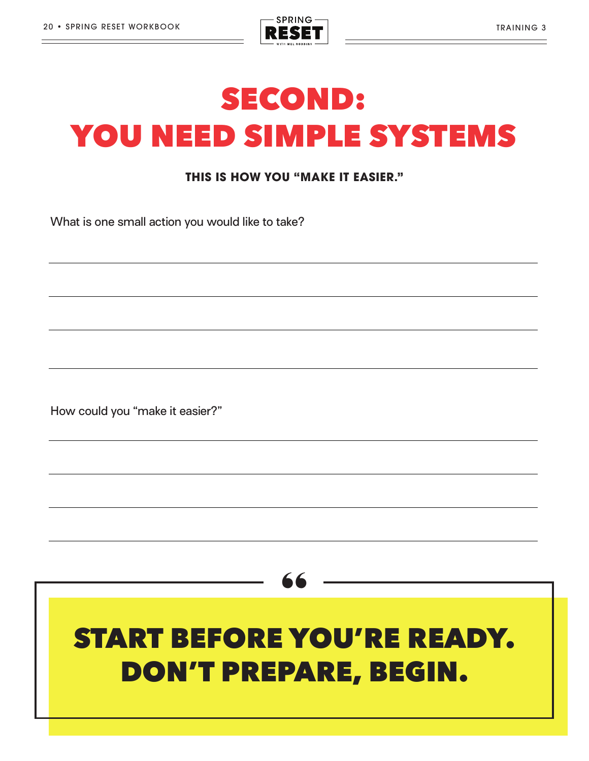# SECOND: YOU NEED SIMPLE SYSTEMS

**THIS IS HOW YOU "MAKE IT EASIER."**

What is one small action you would like to take?

How could you "make it easier?"

> **START BEFORE YOU'RE READY. DON'T PREPARE, BEGIN.**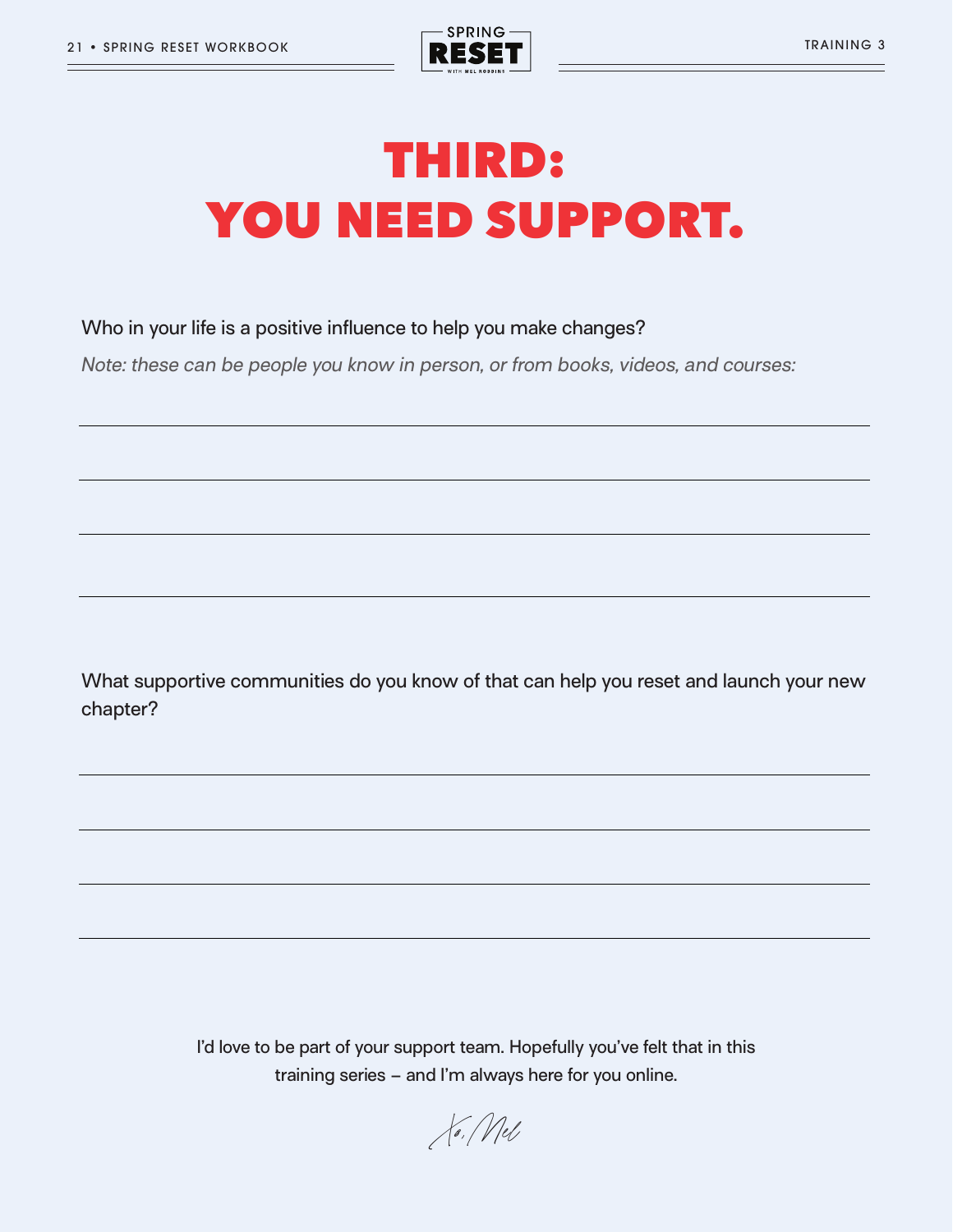# THIRD: YOU NEED SUPPORT.

Who in your life is a positive influence to help you make changes?

*Note: these can be people you know in person, or from books, videos, and courses:*

What supportive communities do you know of that can help you reset and launch your new chapter?

I'd love to be part of your support team. Hopefully you've felt that in this training series – and I'm always here for you online.

Xo, Mel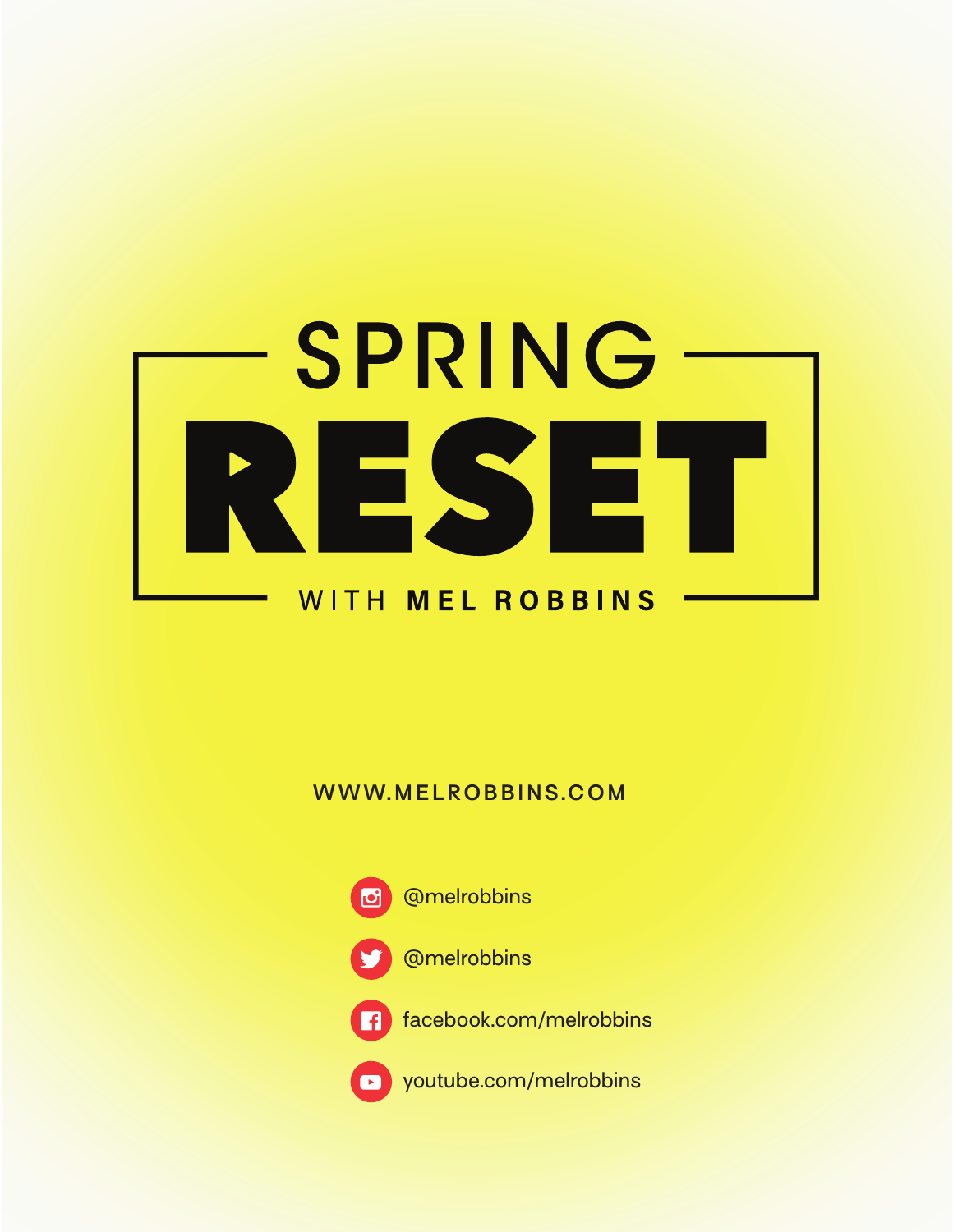# SPRING RESET

WITH **MEL ROBBINS**

WWW.MELROBBINS.COM

@melrobbins

@melrobbins

facebook.com/melrobbins

youtube.com/melrobbins